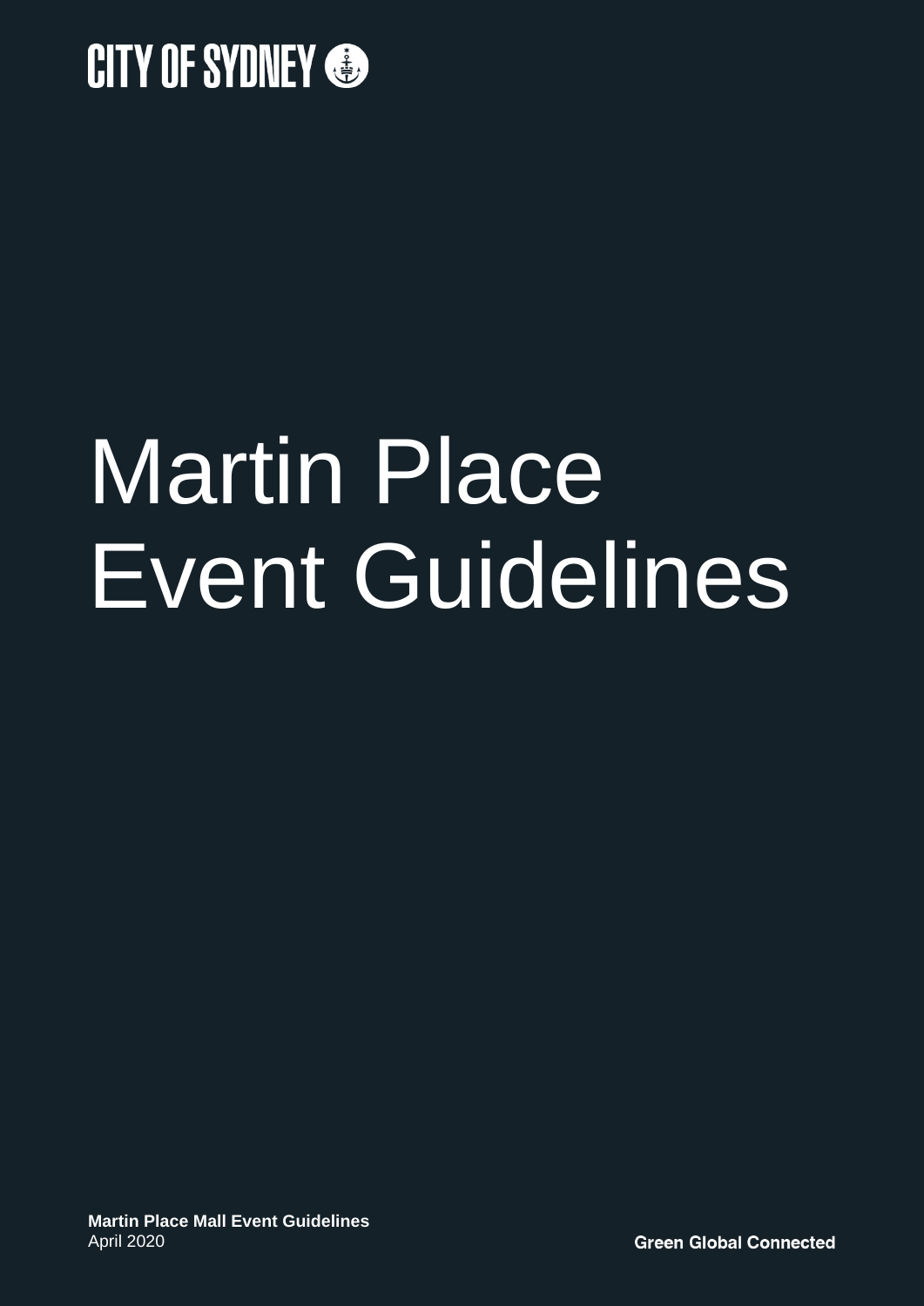CITY OF SYDNEY

# Martin Place Event Guidelines

**Martin Place Mall Event Guidelines**
April 2020

**Green Global Connected**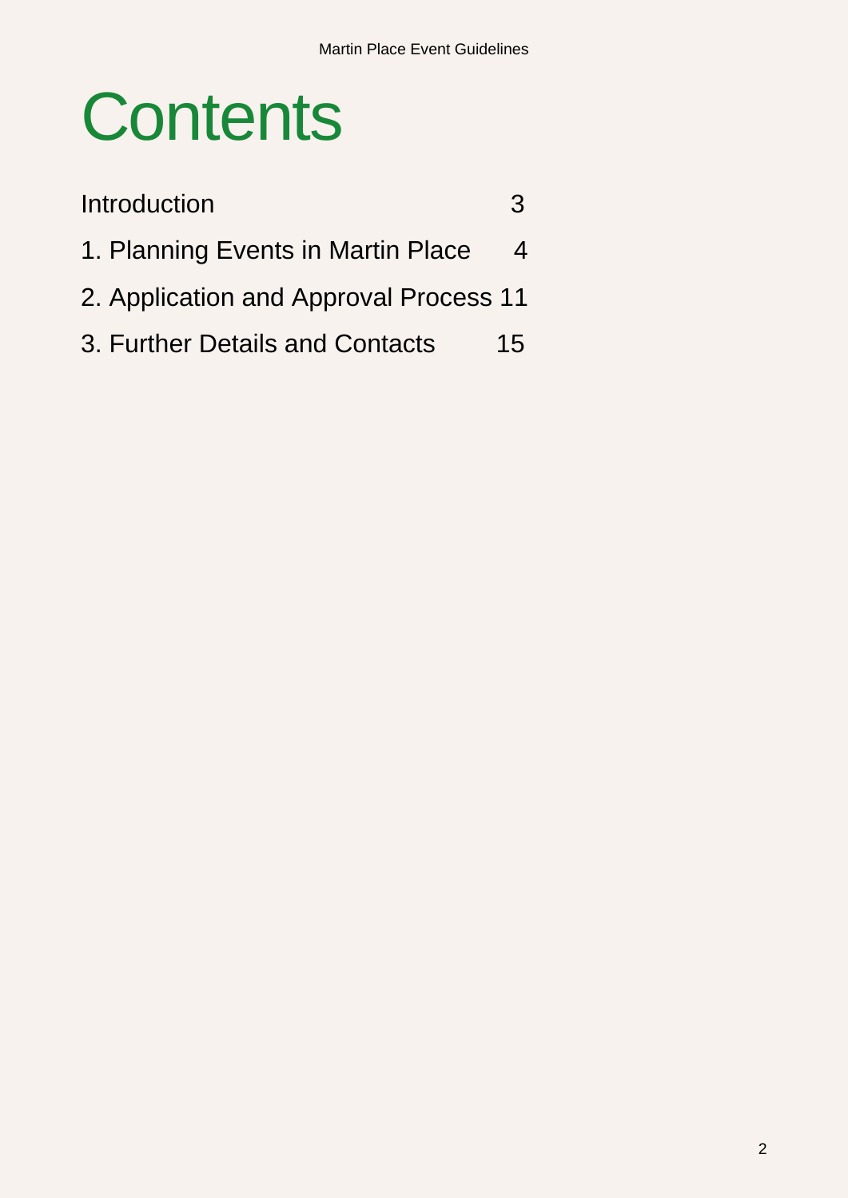# Contents

| | |
|---|---|
| Introduction | 3 |
| 1. Planning Events in Martin Place | 4 |
| 2. Application and Approval Process | 11 |
| 3. Further Details and Contacts | 15 |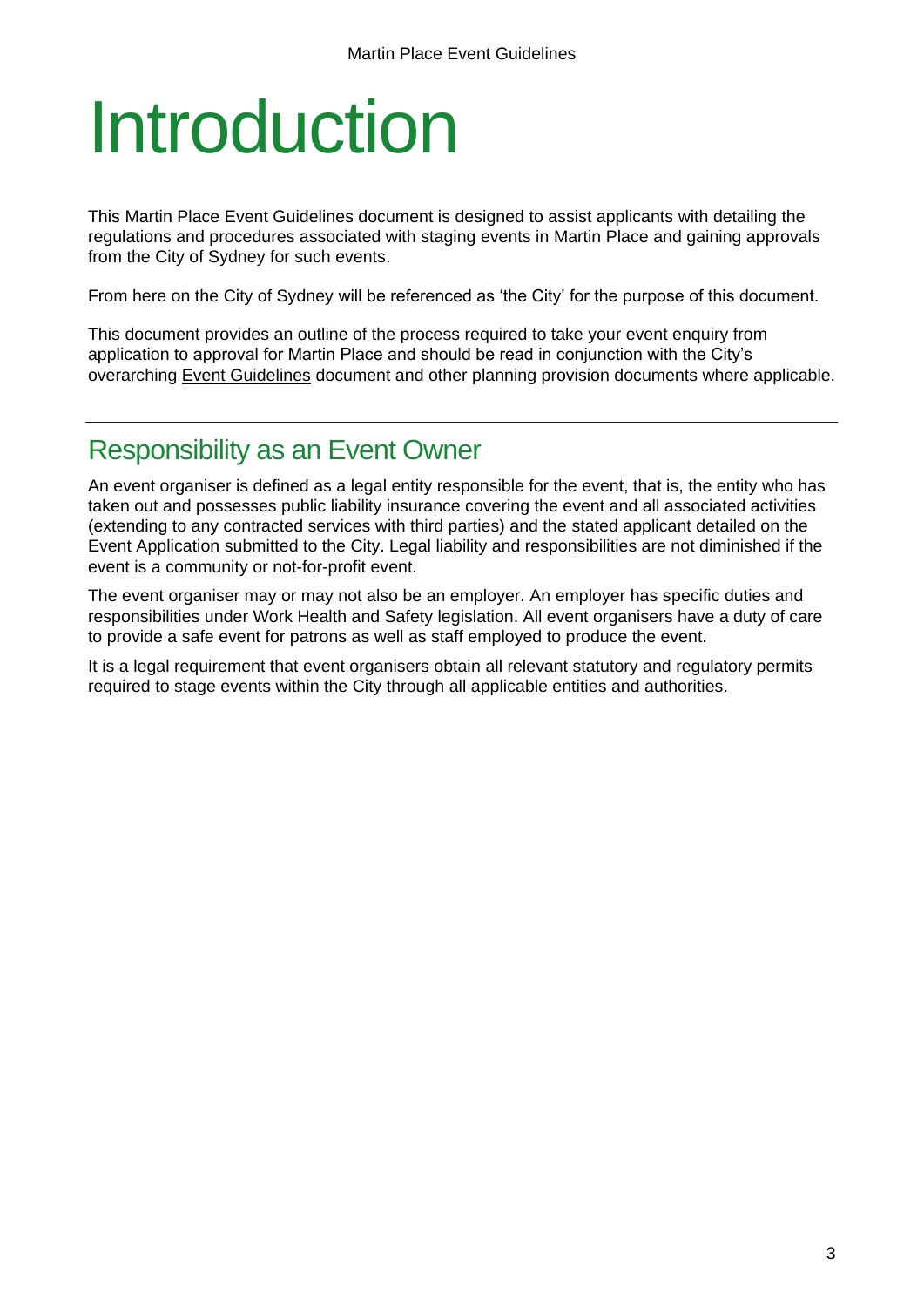# Introduction

This Martin Place Event Guidelines document is designed to assist applicants with detailing the regulations and procedures associated with staging events in Martin Place and gaining approvals from the City of Sydney for such events.

From here on the City of Sydney will be referenced as 'the City' for the purpose of this document.

This document provides an outline of the process required to take your event enquiry from application to approval for Martin Place and should be read in conjunction with the City's overarching Event Guidelines document and other planning provision documents where applicable.

## Responsibility as an Event Owner

An event organiser is defined as a legal entity responsible for the event, that is, the entity who has taken out and possesses public liability insurance covering the event and all associated activities (extending to any contracted services with third parties) and the stated applicant detailed on the Event Application submitted to the City. Legal liability and responsibilities are not diminished if the event is a community or not-for-profit event.

The event organiser may or may not also be an employer. An employer has specific duties and responsibilities under Work Health and Safety legislation. All event organisers have a duty of care to provide a safe event for patrons as well as staff employed to produce the event.

It is a legal requirement that event organisers obtain all relevant statutory and regulatory permits required to stage events within the City through all applicable entities and authorities.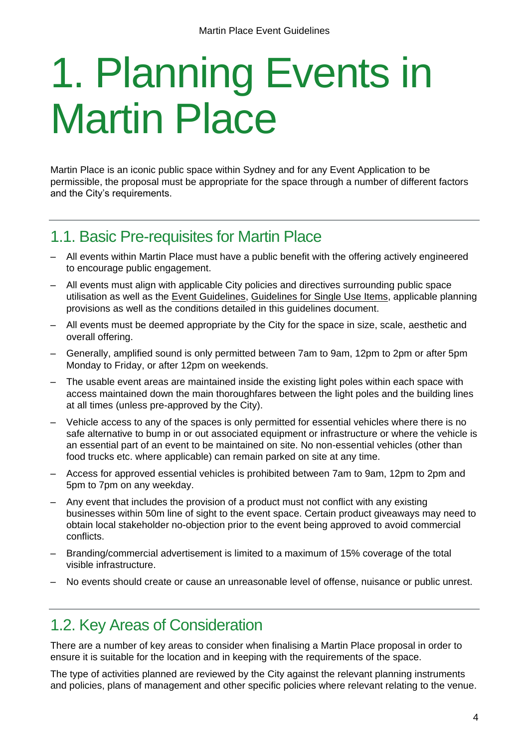# 1. Planning Events in Martin Place

Martin Place is an iconic public space within Sydney and for any Event Application to be permissible, the proposal must be appropriate for the space through a number of different factors and the City's requirements.

## 1.1. Basic Pre-requisites for Martin Place

- All events within Martin Place must have a public benefit with the offering actively engineered to encourage public engagement.
- All events must align with applicable City policies and directives surrounding public space utilisation as well as the Event Guidelines, Guidelines for Single Use Items, applicable planning provisions as well as the conditions detailed in this guidelines document.
- All events must be deemed appropriate by the City for the space in size, scale, aesthetic and overall offering.
- Generally, amplified sound is only permitted between 7am to 9am, 12pm to 2pm or after 5pm Monday to Friday, or after 12pm on weekends.
- The usable event areas are maintained inside the existing light poles within each space with access maintained down the main thoroughfares between the light poles and the building lines at all times (unless pre-approved by the City).
- Vehicle access to any of the spaces is only permitted for essential vehicles where there is no safe alternative to bump in or out associated equipment or infrastructure or where the vehicle is an essential part of an event to be maintained on site. No non-essential vehicles (other than food trucks etc. where applicable) can remain parked on site at any time.
- Access for approved essential vehicles is prohibited between 7am to 9am, 12pm to 2pm and 5pm to 7pm on any weekday.
- Any event that includes the provision of a product must not conflict with any existing businesses within 50m line of sight to the event space. Certain product giveaways may need to obtain local stakeholder no-objection prior to the event being approved to avoid commercial conflicts.
- Branding/commercial advertisement is limited to a maximum of 15% coverage of the total visible infrastructure.
- No events should create or cause an unreasonable level of offense, nuisance or public unrest.

## 1.2. Key Areas of Consideration

There are a number of key areas to consider when finalising a Martin Place proposal in order to ensure it is suitable for the location and in keeping with the requirements of the space.

The type of activities planned are reviewed by the City against the relevant planning instruments and policies, plans of management and other specific policies where relevant relating to the venue.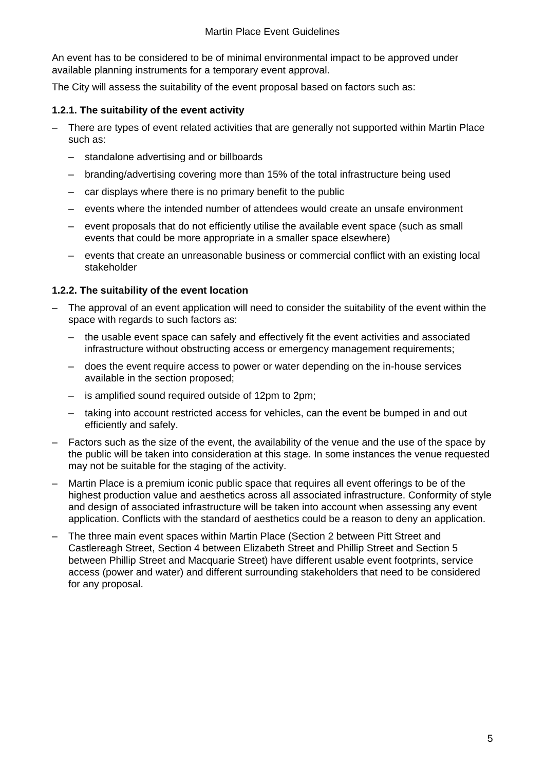An event has to be considered to be of minimal environmental impact to be approved under available planning instruments for a temporary event approval.

The City will assess the suitability of the event proposal based on factors such as:

### 1.2.1. The suitability of the event activity

- There are types of event related activities that are generally not supported within Martin Place such as:
  - standalone advertising and or billboards
  - branding/advertising covering more than 15% of the total infrastructure being used
  - car displays where there is no primary benefit to the public
  - events where the intended number of attendees would create an unsafe environment
  - event proposals that do not efficiently utilise the available event space (such as small events that could be more appropriate in a smaller space elsewhere)
  - events that create an unreasonable business or commercial conflict with an existing local stakeholder

### 1.2.2. The suitability of the event location

- The approval of an event application will need to consider the suitability of the event within the space with regards to such factors as:
  - the usable event space can safely and effectively fit the event activities and associated infrastructure without obstructing access or emergency management requirements;
  - does the event require access to power or water depending on the in-house services available in the section proposed;
  - is amplified sound required outside of 12pm to 2pm;
  - taking into account restricted access for vehicles, can the event be bumped in and out efficiently and safely.
- Factors such as the size of the event, the availability of the venue and the use of the space by the public will be taken into consideration at this stage. In some instances the venue requested may not be suitable for the staging of the activity.
- Martin Place is a premium iconic public space that requires all event offerings to be of the highest production value and aesthetics across all associated infrastructure. Conformity of style and design of associated infrastructure will be taken into account when assessing any event application. Conflicts with the standard of aesthetics could be a reason to deny an application.
- The three main event spaces within Martin Place (Section 2 between Pitt Street and Castlereagh Street, Section 4 between Elizabeth Street and Phillip Street and Section 5 between Phillip Street and Macquarie Street) have different usable event footprints, service access (power and water) and different surrounding stakeholders that need to be considered for any proposal.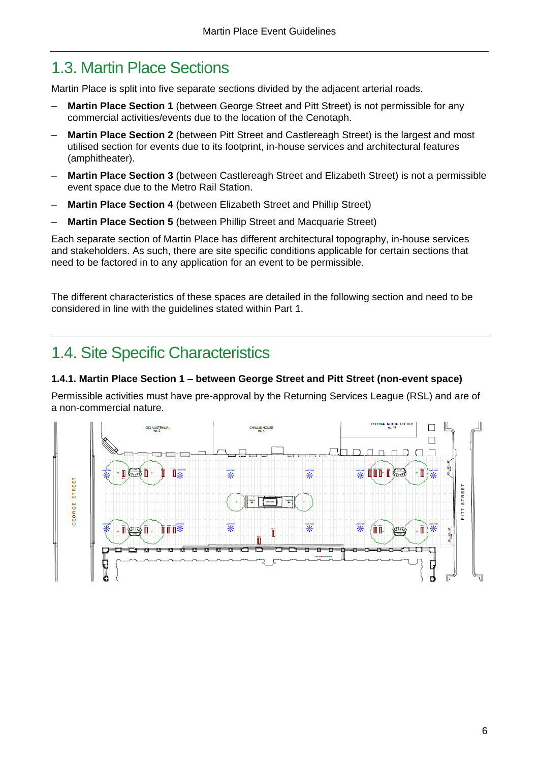## 1.3. Martin Place Sections

Martin Place is split into five separate sections divided by the adjacent arterial roads.

- **Martin Place Section 1** (between George Street and Pitt Street) is not permissible for any commercial activities/events due to the location of the Cenotaph.
- **Martin Place Section 2** (between Pitt Street and Castlereagh Street) is the largest and most utilised section for events due to its footprint, in-house services and architectural features (amphitheater).
- **Martin Place Section 3** (between Castlereagh Street and Elizabeth Street) is not a permissible event space due to the Metro Rail Station.
- **Martin Place Section 4** (between Elizabeth Street and Phillip Street)
- **Martin Place Section 5** (between Phillip Street and Macquarie Street)

Each separate section of Martin Place has different architectural topography, in-house services and stakeholders. As such, there are site specific conditions applicable for certain sections that need to be factored in to any application for an event to be permissible.

The different characteristics of these spaces are detailed in the following section and need to be considered in line with the guidelines stated within Part 1.

## 1.4. Site Specific Characteristics

### 1.4.1. Martin Place Section 1 – between George Street and Pitt Street (non-event space)

Permissible activities must have pre-approval by the Returning Services League (RSL) and are of a non-commercial nature.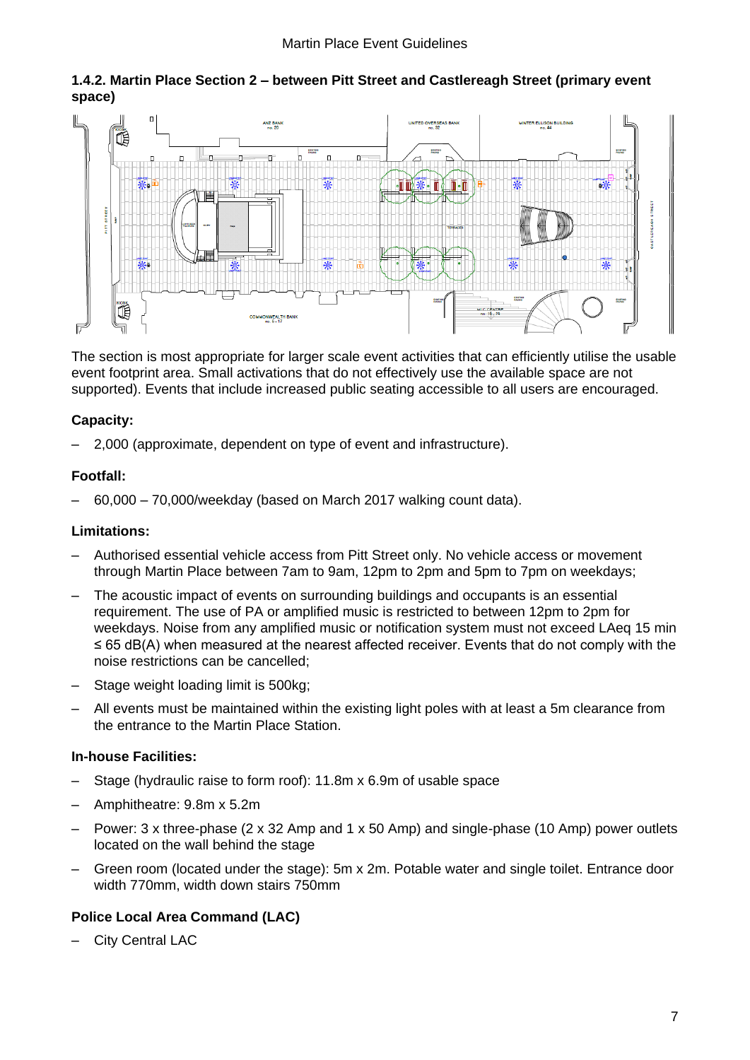### 1.4.2. Martin Place Section 2 – between Pitt Street and Castlereagh Street (primary event space)

The section is most appropriate for larger scale event activities that can efficiently utilise the usable event footprint area. Small activations that do not effectively use the available space are not supported). Events that include increased public seating accessible to all users are encouraged.

**Capacity:**

- 2,000 (approximate, dependent on type of event and infrastructure).

**Footfall:**

- 60,000 – 70,000/weekday (based on March 2017 walking count data).

**Limitations:**

- Authorised essential vehicle access from Pitt Street only. No vehicle access or movement through Martin Place between 7am to 9am, 12pm to 2pm and 5pm to 7pm on weekdays;
- The acoustic impact of events on surrounding buildings and occupants is an essential requirement. The use of PA or amplified music is restricted to between 12pm to 2pm for weekdays. Noise from any amplified music or notification system must not exceed LAeq 15 min ≤ 65 dB(A) when measured at the nearest affected receiver. Events that do not comply with the noise restrictions can be cancelled;
- Stage weight loading limit is 500kg;
- All events must be maintained within the existing light poles with at least a 5m clearance from the entrance to the Martin Place Station.

**In-house Facilities:**

- Stage (hydraulic raise to form roof): 11.8m x 6.9m of usable space
- Amphitheatre: 9.8m x 5.2m
- Power: 3 x three-phase (2 x 32 Amp and 1 x 50 Amp) and single-phase (10 Amp) power outlets located on the wall behind the stage
- Green room (located under the stage): 5m x 2m. Potable water and single toilet. Entrance door width 770mm, width down stairs 750mm

**Police Local Area Command (LAC)**

- City Central LAC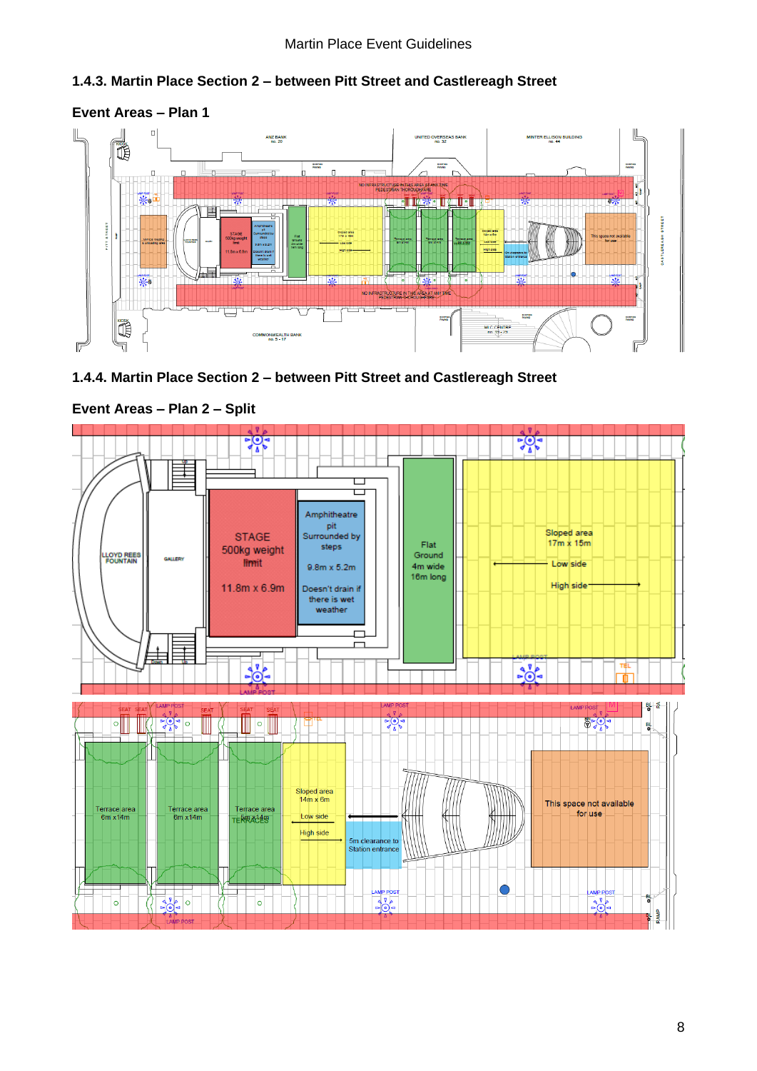### 1.4.3. Martin Place Section 2 – between Pitt Street and Castlereagh Street

**Event Areas – Plan 1**

ANZ BANK
no. 20

UNITED OVERSEAS BANK
no. 32

MINTER ELLISON BUILDING
no. 44

NO INFRASTRUCTURE IN THIS AREA AT ANY TIME
PEDESTRIAN THOROUGHFARE

PITT STREET

CASTLEREAGH STREET

Vehicle loading & unloading area

LLOYD REES FOUNTAIN

GALLERY

STAGE
500kg weight limit
11.8m x 6.9m

Amphitheatre pit
Surrounded by steps
9.8m x 5.2m
Doesn't drain if there is wet weather

Flat Ground
4m wide
16m long

Sloped area
17m x 15m
Low side
High side

Terrace area
6m x 14m

Terrace area
6m x 14m

Terrace area
6m x 14m

Sloped area
14m x 6m
Low side
High side

5m clearance to Station entrance

This space not available for use

NO INFRASTRUCTURE IN THIS AREA AT ANY TIME
PEDESTRIAN THOROUGHFARE

KIOSK

COMMONWEALTH BANK
no. 5 - 17

MLC CENTRE
no. 19 - 29

### 1.4.4. Martin Place Section 2 – between Pitt Street and Castlereagh Street

**Event Areas – Plan 2 – Split**

LLOYD REES FOUNTAIN

GALLERY

Up

Down

STAGE
500kg weight limit
11.8m x 6.9m

Amphitheatre pit
Surrounded by steps
9.8m x 5.2m
Doesn't drain if there is wet weather

Flat Ground
4m wide
16m long

Sloped area
17m x 15m
Low side
High side

LAMP POST

TEL

SEAT

Terrace area
6m x14m

Terrace area
6m x14m

Terrace area
6m x14m
TERRACES

Sloped area
14m x 6m
Low side
High side

5m clearance to Station entrance

This space not available for use

RAMP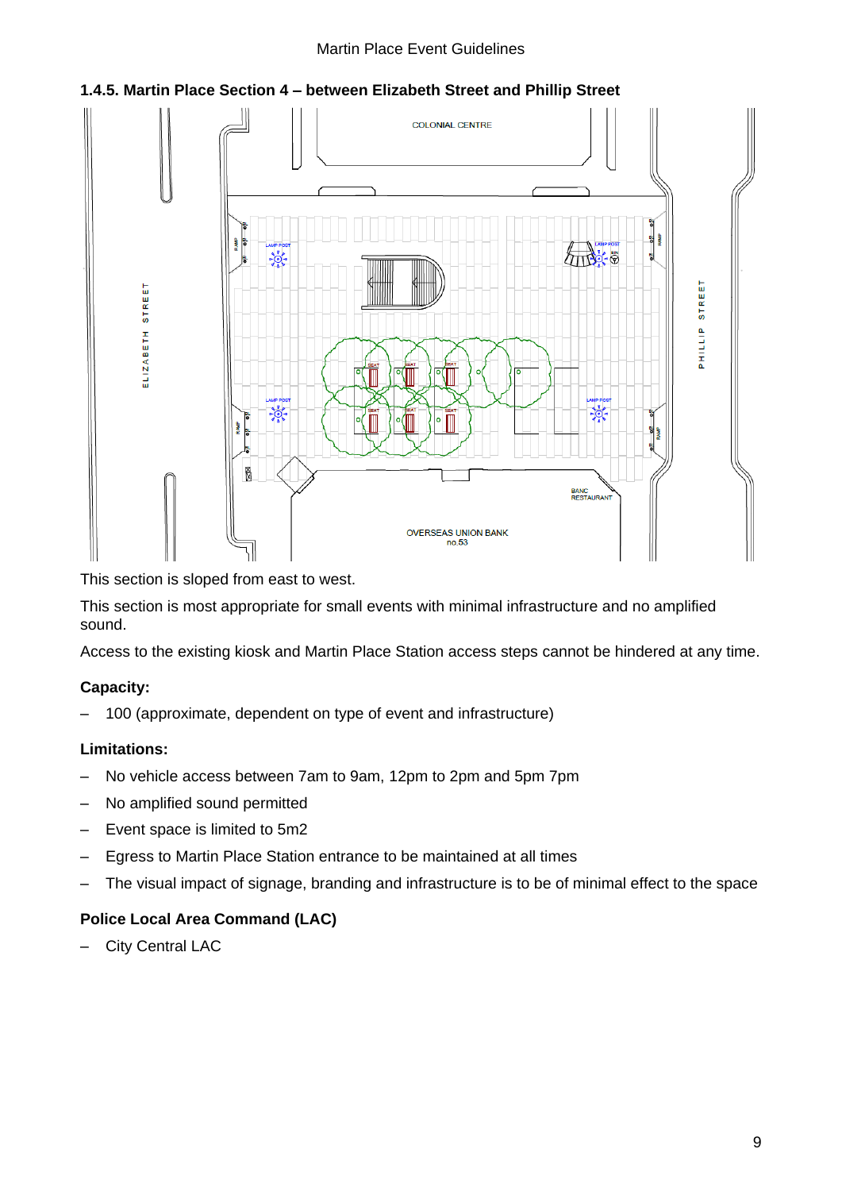### 1.4.5. Martin Place Section 4 – between Elizabeth Street and Phillip Street

This section is sloped from east to west.

This section is most appropriate for small events with minimal infrastructure and no amplified sound.

Access to the existing kiosk and Martin Place Station access steps cannot be hindered at any time.

#### Capacity:

- 100 (approximate, dependent on type of event and infrastructure)

#### Limitations:

- No vehicle access between 7am to 9am, 12pm to 2pm and 5pm 7pm
- No amplified sound permitted
- Event space is limited to 5m2
- Egress to Martin Place Station entrance to be maintained at all times
- The visual impact of signage, branding and infrastructure is to be of minimal effect to the space

#### Police Local Area Command (LAC)

- City Central LAC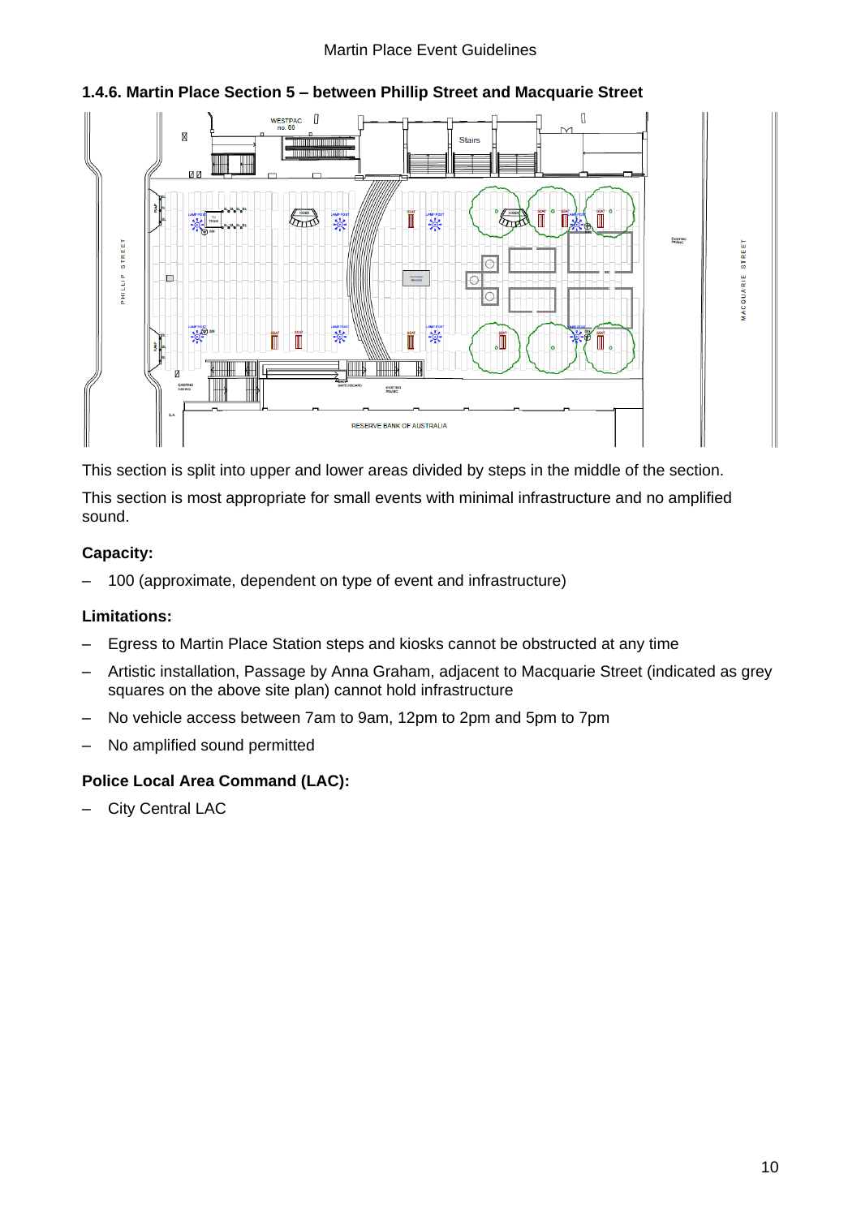### 1.4.6. Martin Place Section 5 – between Phillip Street and Macquarie Street

This section is split into upper and lower areas divided by steps in the middle of the section.

This section is most appropriate for small events with minimal infrastructure and no amplified sound.

**Capacity:**

– 100 (approximate, dependent on type of event and infrastructure)

**Limitations:**

– Egress to Martin Place Station steps and kiosks cannot be obstructed at any time

– Artistic installation, Passage by Anna Graham, adjacent to Macquarie Street (indicated as grey squares on the above site plan) cannot hold infrastructure

– No vehicle access between 7am to 9am, 12pm to 2pm and 5pm to 7pm

– No amplified sound permitted

**Police Local Area Command (LAC):**

– City Central LAC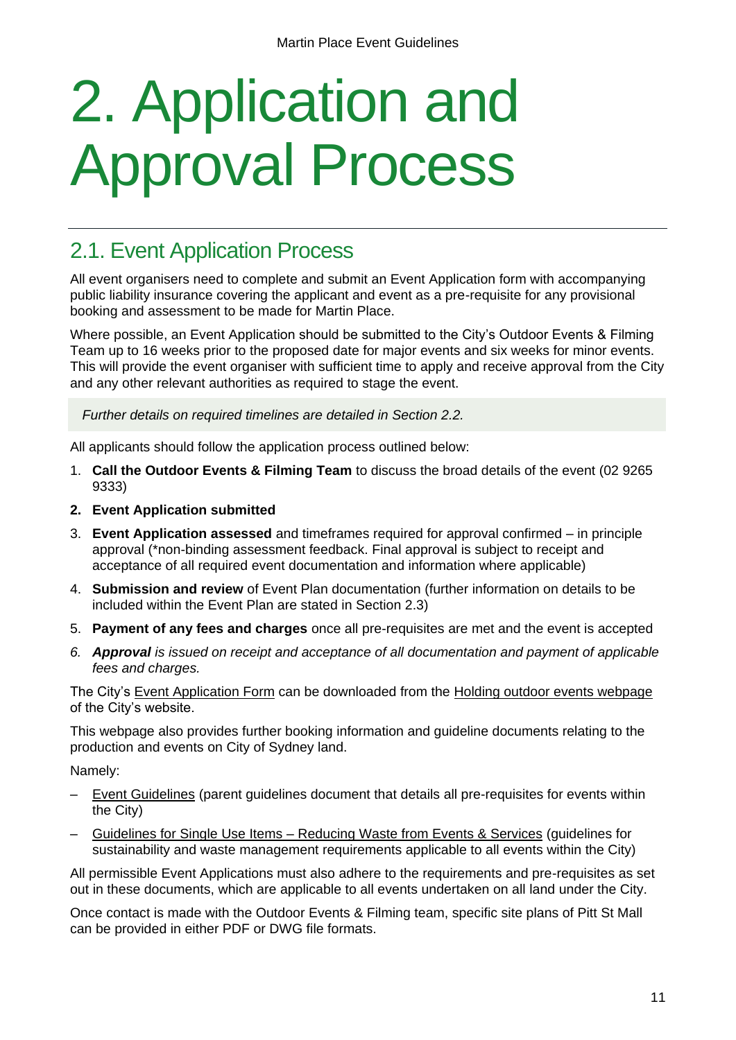# 2. Application and Approval Process

## 2.1. Event Application Process

All event organisers need to complete and submit an Event Application form with accompanying public liability insurance covering the applicant and event as a pre-requisite for any provisional booking and assessment to be made for Martin Place.

Where possible, an Event Application should be submitted to the City's Outdoor Events & Filming Team up to 16 weeks prior to the proposed date for major events and six weeks for minor events. This will provide the event organiser with sufficient time to apply and receive approval from the City and any other relevant authorities as required to stage the event.

*Further details on required timelines are detailed in Section 2.2.*

All applicants should follow the application process outlined below:

1. **Call the Outdoor Events & Filming Team** to discuss the broad details of the event (02 9265 9333)
2. **Event Application submitted**
3. **Event Application assessed** and timeframes required for approval confirmed – in principle approval (*non-binding assessment feedback. Final approval is subject to receipt and acceptance of all required event documentation and information where applicable)
4. **Submission and review** of Event Plan documentation (further information on details to be included within the Event Plan are stated in Section 2.3)
5. **Payment of any fees and charges** once all pre-requisites are met and the event is accepted
6. ***Approval** is issued on receipt and acceptance of all documentation and payment of applicable fees and charges.*

The City's Event Application Form can be downloaded from the Holding outdoor events webpage of the City's website.

This webpage also provides further booking information and guideline documents relating to the production and events on City of Sydney land.

Namely:

- Event Guidelines (parent guidelines document that details all pre-requisites for events within the City)
- Guidelines for Single Use Items – Reducing Waste from Events & Services (guidelines for sustainability and waste management requirements applicable to all events within the City)

All permissible Event Applications must also adhere to the requirements and pre-requisites as set out in these documents, which are applicable to all events undertaken on all land under the City.

Once contact is made with the Outdoor Events & Filming team, specific site plans of Pitt St Mall can be provided in either PDF or DWG file formats.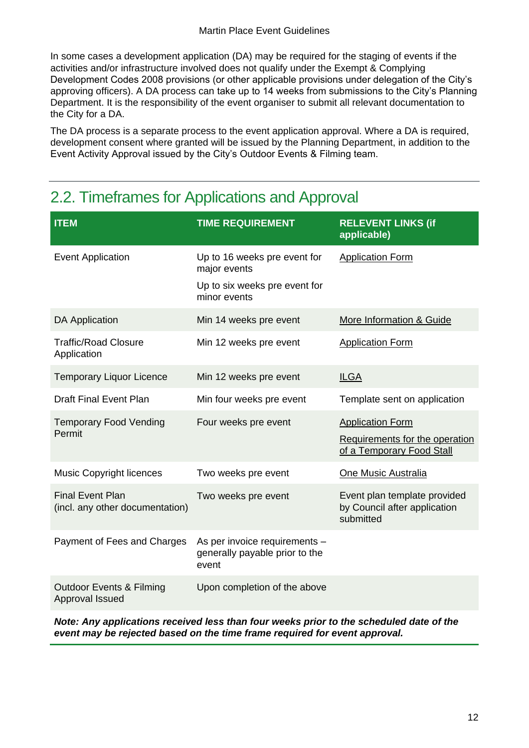In some cases a development application (DA) may be required for the staging of events if the activities and/or infrastructure involved does not qualify under the Exempt & Complying Development Codes 2008 provisions (or other applicable provisions under delegation of the City's approving officers). A DA process can take up to 14 weeks from submissions to the City's Planning Department. It is the responsibility of the event organiser to submit all relevant documentation to the City for a DA.

The DA process is a separate process to the event application approval. Where a DA is required, development consent where granted will be issued by the Planning Department, in addition to the Event Activity Approval issued by the City's Outdoor Events & Filming team.

## 2.2. Timeframes for Applications and Approval

| ITEM | TIME REQUIREMENT | RELEVENT LINKS (if applicable) |
|---|---|---|
| Event Application | Up to 16 weeks pre event for major events<br>Up to six weeks pre event for minor events | Application Form |
| DA Application | Min 14 weeks pre event | More Information & Guide |
| Traffic/Road Closure Application | Min 12 weeks pre event | Application Form |
| Temporary Liquor Licence | Min 12 weeks pre event | ILGA |
| Draft Final Event Plan | Min four weeks pre event | Template sent on application |
| Temporary Food Vending Permit | Four weeks pre event | Application Form<br>Requirements for the operation of a Temporary Food Stall |
| Music Copyright licences | Two weeks pre event | One Music Australia |
| Final Event Plan (incl. any other documentation) | Two weeks pre event | Event plan template provided by Council after application submitted |
| Payment of Fees and Charges | As per invoice requirements – generally payable prior to the event | |
| Outdoor Events & Filming Approval Issued | Upon completion of the above | |

***Note: Any applications received less than four weeks prior to the scheduled date of the event may be rejected based on the time frame required for event approval.***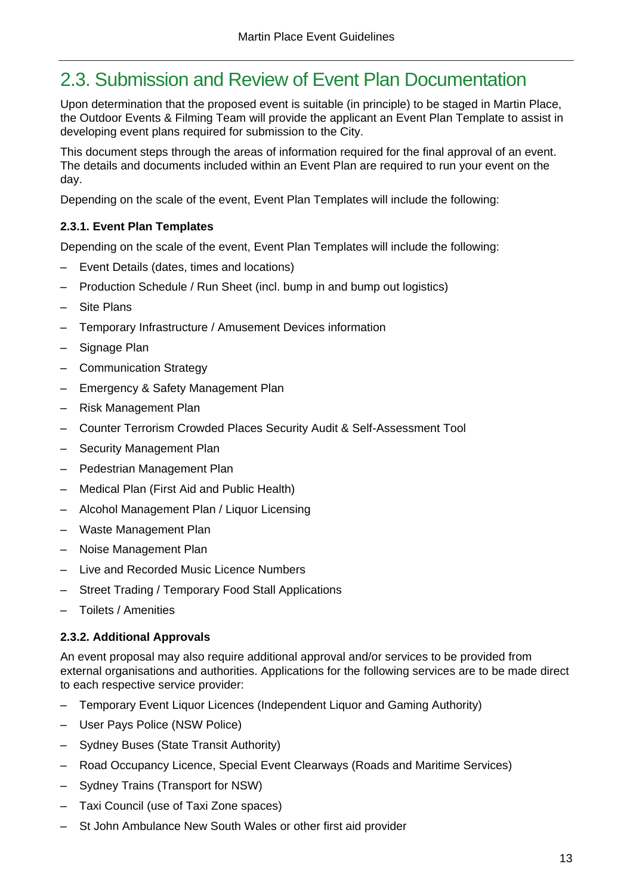## 2.3. Submission and Review of Event Plan Documentation

Upon determination that the proposed event is suitable (in principle) to be staged in Martin Place, the Outdoor Events & Filming Team will provide the applicant an Event Plan Template to assist in developing event plans required for submission to the City.

This document steps through the areas of information required for the final approval of an event. The details and documents included within an Event Plan are required to run your event on the day.

Depending on the scale of the event, Event Plan Templates will include the following:

### 2.3.1. Event Plan Templates

Depending on the scale of the event, Event Plan Templates will include the following:

- Event Details (dates, times and locations)
- Production Schedule / Run Sheet (incl. bump in and bump out logistics)
- Site Plans
- Temporary Infrastructure / Amusement Devices information
- Signage Plan
- Communication Strategy
- Emergency & Safety Management Plan
- Risk Management Plan
- Counter Terrorism Crowded Places Security Audit & Self-Assessment Tool
- Security Management Plan
- Pedestrian Management Plan
- Medical Plan (First Aid and Public Health)
- Alcohol Management Plan / Liquor Licensing
- Waste Management Plan
- Noise Management Plan
- Live and Recorded Music Licence Numbers
- Street Trading / Temporary Food Stall Applications
- Toilets / Amenities

### 2.3.2. Additional Approvals

An event proposal may also require additional approval and/or services to be provided from external organisations and authorities. Applications for the following services are to be made direct to each respective service provider:

- Temporary Event Liquor Licences (Independent Liquor and Gaming Authority)
- User Pays Police (NSW Police)
- Sydney Buses (State Transit Authority)
- Road Occupancy Licence, Special Event Clearways (Roads and Maritime Services)
- Sydney Trains (Transport for NSW)
- Taxi Council (use of Taxi Zone spaces)
- St John Ambulance New South Wales or other first aid provider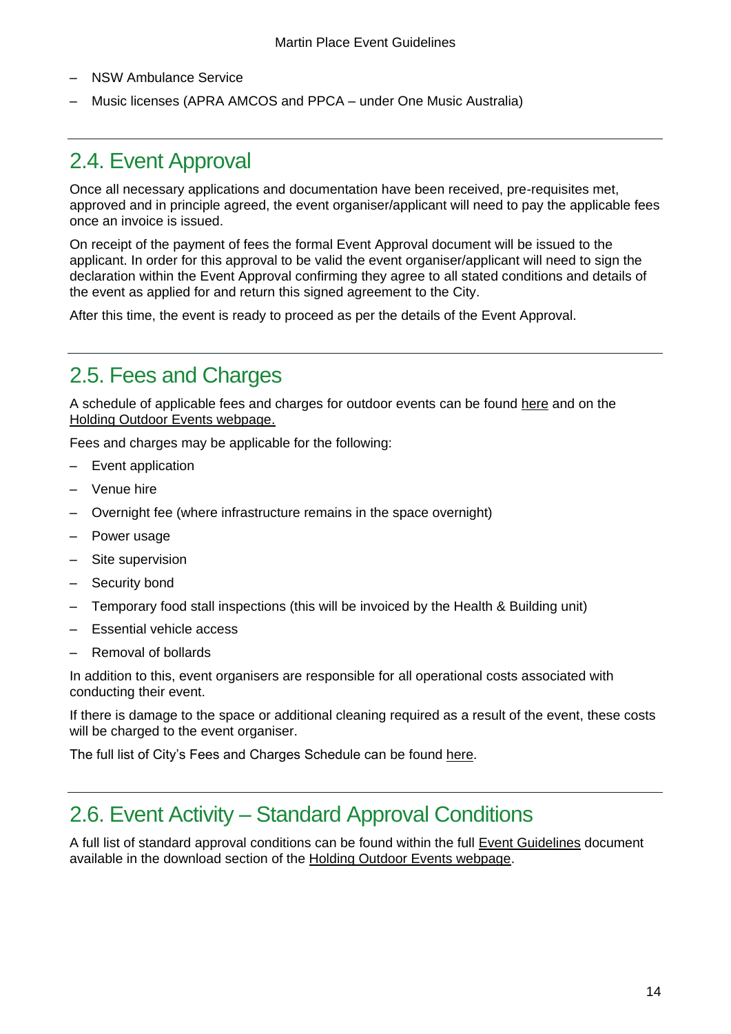- NSW Ambulance Service
- Music licenses (APRA AMCOS and PPCA – under One Music Australia)

## 2.4. Event Approval

Once all necessary applications and documentation have been received, pre-requisites met, approved and in principle agreed, the event organiser/applicant will need to pay the applicable fees once an invoice is issued.

On receipt of the payment of fees the formal Event Approval document will be issued to the applicant. In order for this approval to be valid the event organiser/applicant will need to sign the declaration within the Event Approval confirming they agree to all stated conditions and details of the event as applied for and return this signed agreement to the City.

After this time, the event is ready to proceed as per the details of the Event Approval.

## 2.5. Fees and Charges

A schedule of applicable fees and charges for outdoor events can be found here and on the Holding Outdoor Events webpage.

Fees and charges may be applicable for the following:

- Event application
- Venue hire
- Overnight fee (where infrastructure remains in the space overnight)
- Power usage
- Site supervision
- Security bond
- Temporary food stall inspections (this will be invoiced by the Health & Building unit)
- Essential vehicle access
- Removal of bollards

In addition to this, event organisers are responsible for all operational costs associated with conducting their event.

If there is damage to the space or additional cleaning required as a result of the event, these costs will be charged to the event organiser.

The full list of City's Fees and Charges Schedule can be found here.

## 2.6. Event Activity – Standard Approval Conditions

A full list of standard approval conditions can be found within the full Event Guidelines document available in the download section of the Holding Outdoor Events webpage.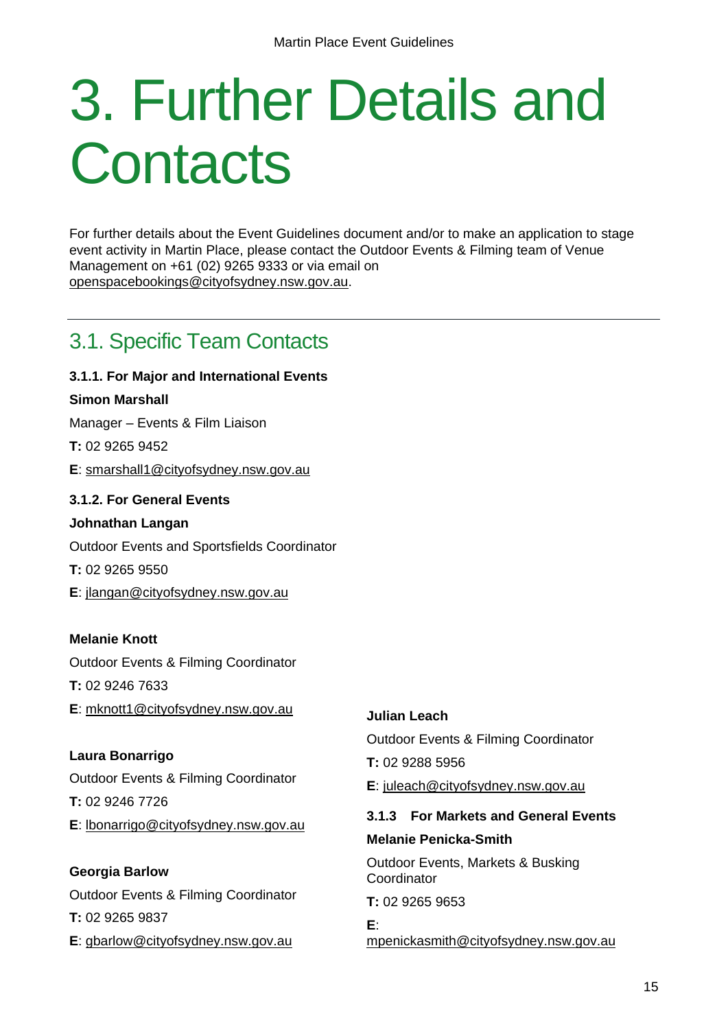# 3. Further Details and Contacts

For further details about the Event Guidelines document and/or to make an application to stage event activity in Martin Place, please contact the Outdoor Events & Filming team of Venue Management on +61 (02) 9265 9333 or via email on openspacebookings@cityofsydney.nsw.gov.au.

## 3.1. Specific Team Contacts

### 3.1.1. For Major and International Events

**Simon Marshall**

Manager – Events & Film Liaison

**T:** 02 9265 9452

**E**: smarshall1@cityofsydney.nsw.gov.au

### 3.1.2. For General Events

**Johnathan Langan**

Outdoor Events and Sportsfields Coordinator

**T:** 02 9265 9550

**E**: jlangan@cityofsydney.nsw.gov.au

**Melanie Knott**

Outdoor Events & Filming Coordinator

**T:** 02 9246 7633

**E**: mknott1@cityofsydney.nsw.gov.au

**Laura Bonarrigo**

Outdoor Events & Filming Coordinator

**T:** 02 9246 7726

**E**: lbonarrigo@cityofsydney.nsw.gov.au

**Georgia Barlow**

Outdoor Events & Filming Coordinator

**T:** 02 9265 9837

**E**: gbarlow@cityofsydney.nsw.gov.au

**Julian Leach**

Outdoor Events & Filming Coordinator

**T:** 02 9288 5956

**E**: juleach@cityofsydney.nsw.gov.au

### 3.1.3 For Markets and General Events

**Melanie Penicka-Smith**

Outdoor Events, Markets & Busking Coordinator

**T:** 02 9265 9653

**E**: mpenickasmith@cityofsydney.nsw.gov.au